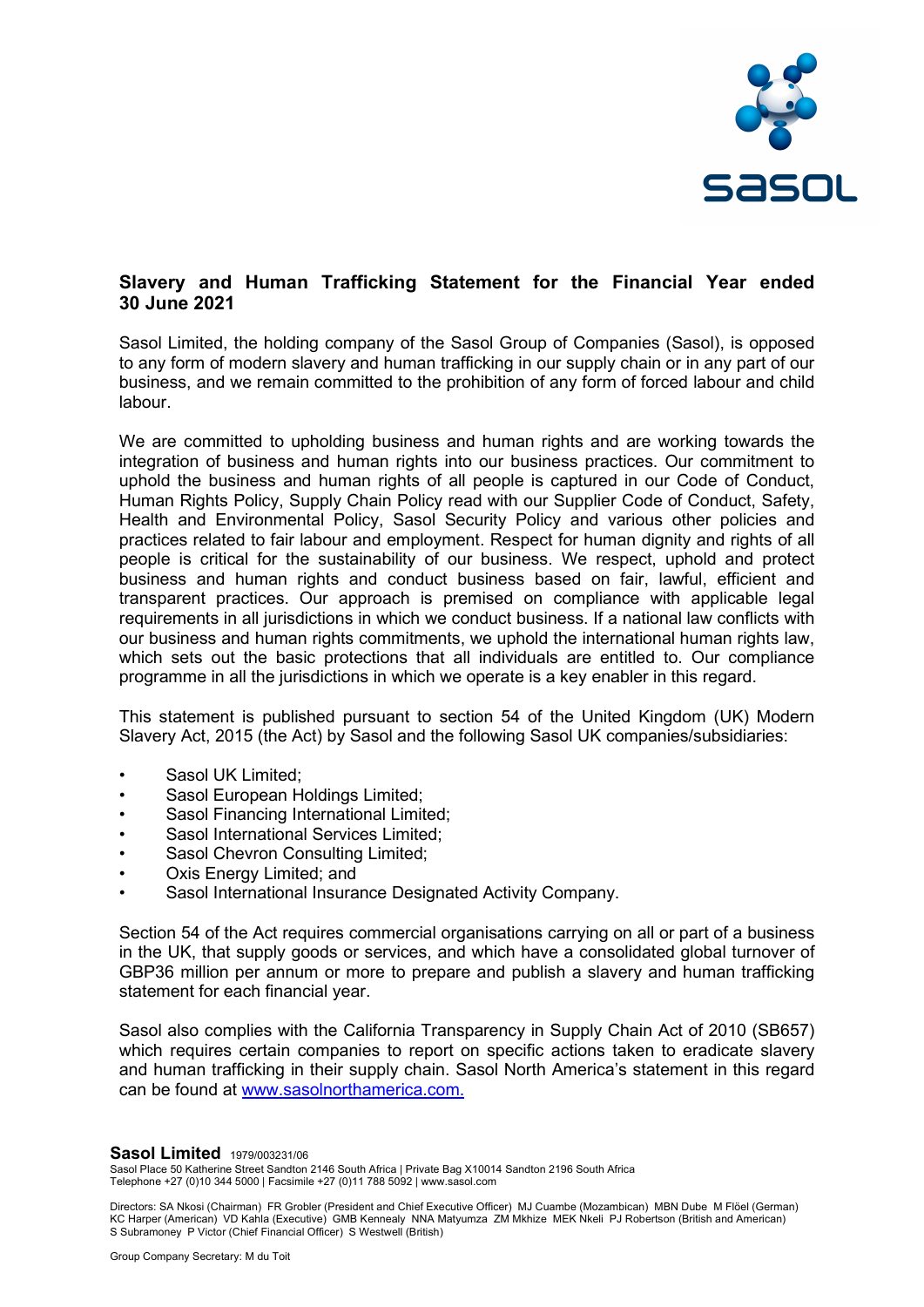# Slavery and Human Trafficking Statement for the Financial Year ended 30 June 2021

Sasol Limited, the holding company of the Sasol Group of Companies (Sasol), is opposed to any form of modern slavery and human trafficking in our supply chain or in any part of our business, and we remain committed to the prohibition of any form of forced labour and child labour.

We are committed to upholding business and human rights and are working towards the integration of business and human rights into our business practices. Our commitment to uphold the business and human rights of all people is captured in our Code of Conduct, Human Rights Policy, Supply Chain Policy read with our Supplier Code of Conduct, Safety, Health and Environmental Policy, Sasol Security Policy and various other policies and practices related to fair labour and employment. Respect for human dignity and rights of all people is critical for the sustainability of our business. We respect, uphold and protect business and human rights and conduct business based on fair, lawful, efficient and transparent practices. Our approach is premised on compliance with applicable legal requirements in all jurisdictions in which we conduct business. If a national law conflicts with our business and human rights commitments, we uphold the international human rights law, which sets out the basic protections that all individuals are entitled to. Our compliance programme in all the jurisdictions in which we operate is a key enabler in this regard.

This statement is published pursuant to section 54 of the United Kingdom (UK) Modern Slavery Act, 2015 (the Act) by Sasol and the following Sasol UK companies/subsidiaries:

- Sasol UK Limited;
- Sasol European Holdings Limited;
- Sasol Financing International Limited;
- Sasol International Services Limited;
- Sasol Chevron Consulting Limited;
- Oxis Energy Limited; and
- Sasol International Insurance Designated Activity Company.

Section 54 of the Act requires commercial organisations carrying on all or part of a business in the UK, that supply goods or services, and which have a consolidated global turnover of GBP36 million per annum or more to prepare and publish a slavery and human trafficking statement for each financial year.

Sasol also complies with the California Transparency in Supply Chain Act of 2010 (SB657) which requires certain companies to report on specific actions taken to eradicate slavery and human trafficking in their supply chain. Sasol North America's statement in this regard can be found at www.sasolnorthamerica.com.

**Sasol Limited** 1979/003231/06
Sasol Place 50 Katherine Street Sandton 2146 South Africa | Private Bag X10014 Sandton 2196 South Africa
Telephone +27 (0)10 344 5000 | Facsimile +27 (0)11 788 5092 | www.sasol.com

Directors: SA Nkosi (Chairman) FR Grobler (President and Chief Executive Officer) MJ Cuambe (Mozambican) MBN Dube M Flöel (German) KC Harper (American) VD Kahla (Executive) GMB Kennealy NNA Matyumza ZM Mkhize MEK Nkeli PJ Robertson (British and American) S Subramoney P Victor (Chief Financial Officer) S Westwell (British)

Group Company Secretary: M du Toit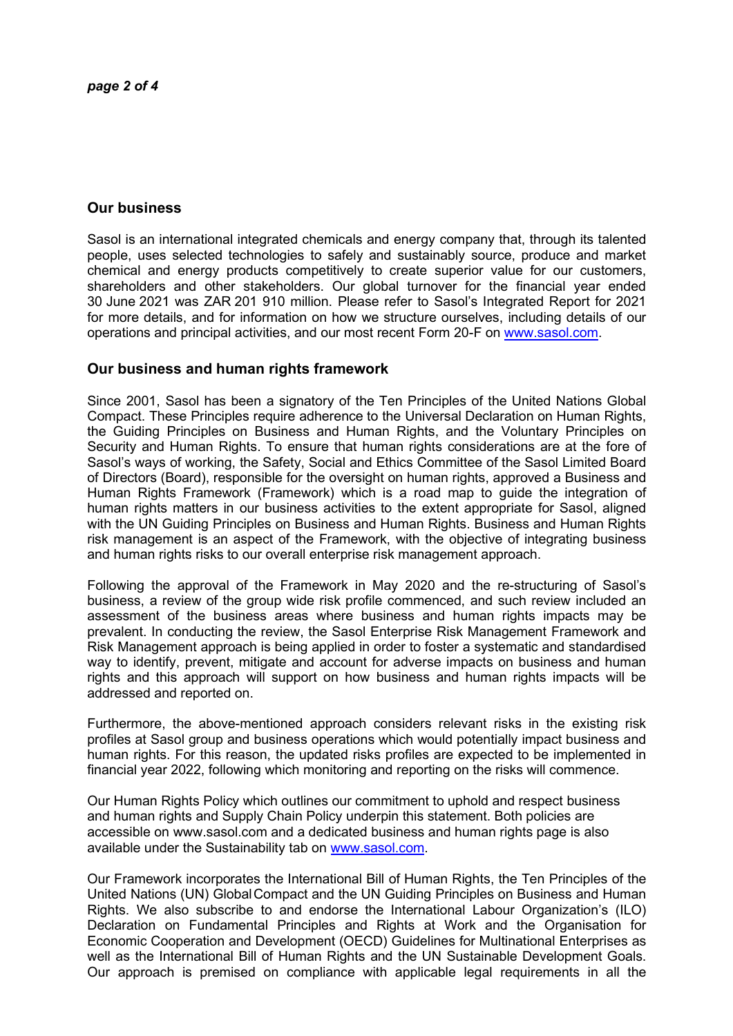## Our business

Sasol is an international integrated chemicals and energy company that, through its talented people, uses selected technologies to safely and sustainably source, produce and market chemical and energy products competitively to create superior value for our customers, shareholders and other stakeholders. Our global turnover for the financial year ended 30 June 2021 was ZAR 201 910 million. Please refer to Sasol's Integrated Report for 2021 for more details, and for information on how we structure ourselves, including details of our operations and principal activities, and our most recent Form 20-F on [www.sasol.com](www.sasol.com).

## Our business and human rights framework

Since 2001, Sasol has been a signatory of the Ten Principles of the United Nations Global Compact. These Principles require adherence to the Universal Declaration on Human Rights, the Guiding Principles on Business and Human Rights, and the Voluntary Principles on Security and Human Rights. To ensure that human rights considerations are at the fore of Sasol's ways of working, the Safety, Social and Ethics Committee of the Sasol Limited Board of Directors (Board), responsible for the oversight on human rights, approved a Business and Human Rights Framework (Framework) which is a road map to guide the integration of human rights matters in our business activities to the extent appropriate for Sasol, aligned with the UN Guiding Principles on Business and Human Rights. Business and Human Rights risk management is an aspect of the Framework, with the objective of integrating business and human rights risks to our overall enterprise risk management approach.

Following the approval of the Framework in May 2020 and the re-structuring of Sasol's business, a review of the group wide risk profile commenced, and such review included an assessment of the business areas where business and human rights impacts may be prevalent. In conducting the review, the Sasol Enterprise Risk Management Framework and Risk Management approach is being applied in order to foster a systematic and standardised way to identify, prevent, mitigate and account for adverse impacts on business and human rights and this approach will support on how business and human rights impacts will be addressed and reported on.

Furthermore, the above-mentioned approach considers relevant risks in the existing risk profiles at Sasol group and business operations which would potentially impact business and human rights. For this reason, the updated risks profiles are expected to be implemented in financial year 2022, following which monitoring and reporting on the risks will commence.

Our Human Rights Policy which outlines our commitment to uphold and respect business and human rights and Supply Chain Policy underpin this statement. Both policies are accessible on www.sasol.com and a dedicated business and human rights page is also available under the Sustainability tab on [www.sasol.com](www.sasol.com).

Our Framework incorporates the International Bill of Human Rights, the Ten Principles of the United Nations (UN) Global Compact and the UN Guiding Principles on Business and Human Rights. We also subscribe to and endorse the International Labour Organization's (ILO) Declaration on Fundamental Principles and Rights at Work and the Organisation for Economic Cooperation and Development (OECD) Guidelines for Multinational Enterprises as well as the International Bill of Human Rights and the UN Sustainable Development Goals. Our approach is premised on compliance with applicable legal requirements in all the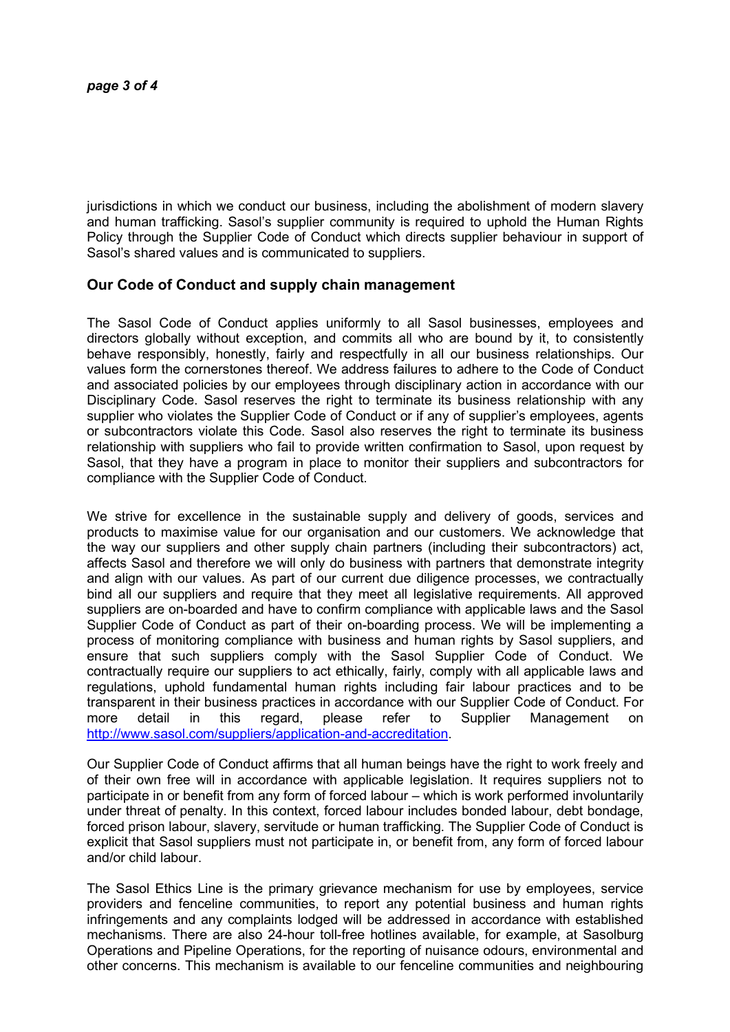jurisdictions in which we conduct our business, including the abolishment of modern slavery and human trafficking. Sasol's supplier community is required to uphold the Human Rights Policy through the Supplier Code of Conduct which directs supplier behaviour in support of Sasol's shared values and is communicated to suppliers.

## Our Code of Conduct and supply chain management

The Sasol Code of Conduct applies uniformly to all Sasol businesses, employees and directors globally without exception, and commits all who are bound by it, to consistently behave responsibly, honestly, fairly and respectfully in all our business relationships. Our values form the cornerstones thereof. We address failures to adhere to the Code of Conduct and associated policies by our employees through disciplinary action in accordance with our Disciplinary Code. Sasol reserves the right to terminate its business relationship with any supplier who violates the Supplier Code of Conduct or if any of supplier's employees, agents or subcontractors violate this Code. Sasol also reserves the right to terminate its business relationship with suppliers who fail to provide written confirmation to Sasol, upon request by Sasol, that they have a program in place to monitor their suppliers and subcontractors for compliance with the Supplier Code of Conduct.

We strive for excellence in the sustainable supply and delivery of goods, services and products to maximise value for our organisation and our customers. We acknowledge that the way our suppliers and other supply chain partners (including their subcontractors) act, affects Sasol and therefore we will only do business with partners that demonstrate integrity and align with our values. As part of our current due diligence processes, we contractually bind all our suppliers and require that they meet all legislative requirements. All approved suppliers are on-boarded and have to confirm compliance with applicable laws and the Sasol Supplier Code of Conduct as part of their on-boarding process. We will be implementing a process of monitoring compliance with business and human rights by Sasol suppliers, and ensure that such suppliers comply with the Sasol Supplier Code of Conduct. We contractually require our suppliers to act ethically, fairly, comply with all applicable laws and regulations, uphold fundamental human rights including fair labour practices and to be transparent in their business practices in accordance with our Supplier Code of Conduct. For more detail in this regard, please refer to Supplier Management on [http://www.sasol.com/suppliers/application-and-accreditation](http://www.sasol.com/suppliers/application-and-accreditation).

Our Supplier Code of Conduct affirms that all human beings have the right to work freely and of their own free will in accordance with applicable legislation. It requires suppliers not to participate in or benefit from any form of forced labour – which is work performed involuntarily under threat of penalty. In this context, forced labour includes bonded labour, debt bondage, forced prison labour, slavery, servitude or human trafficking. The Supplier Code of Conduct is explicit that Sasol suppliers must not participate in, or benefit from, any form of forced labour and/or child labour.

The Sasol Ethics Line is the primary grievance mechanism for use by employees, service providers and fenceline communities, to report any potential business and human rights infringements and any complaints lodged will be addressed in accordance with established mechanisms. There are also 24-hour toll-free hotlines available, for example, at Sasolburg Operations and Pipeline Operations, for the reporting of nuisance odours, environmental and other concerns. This mechanism is available to our fenceline communities and neighbouring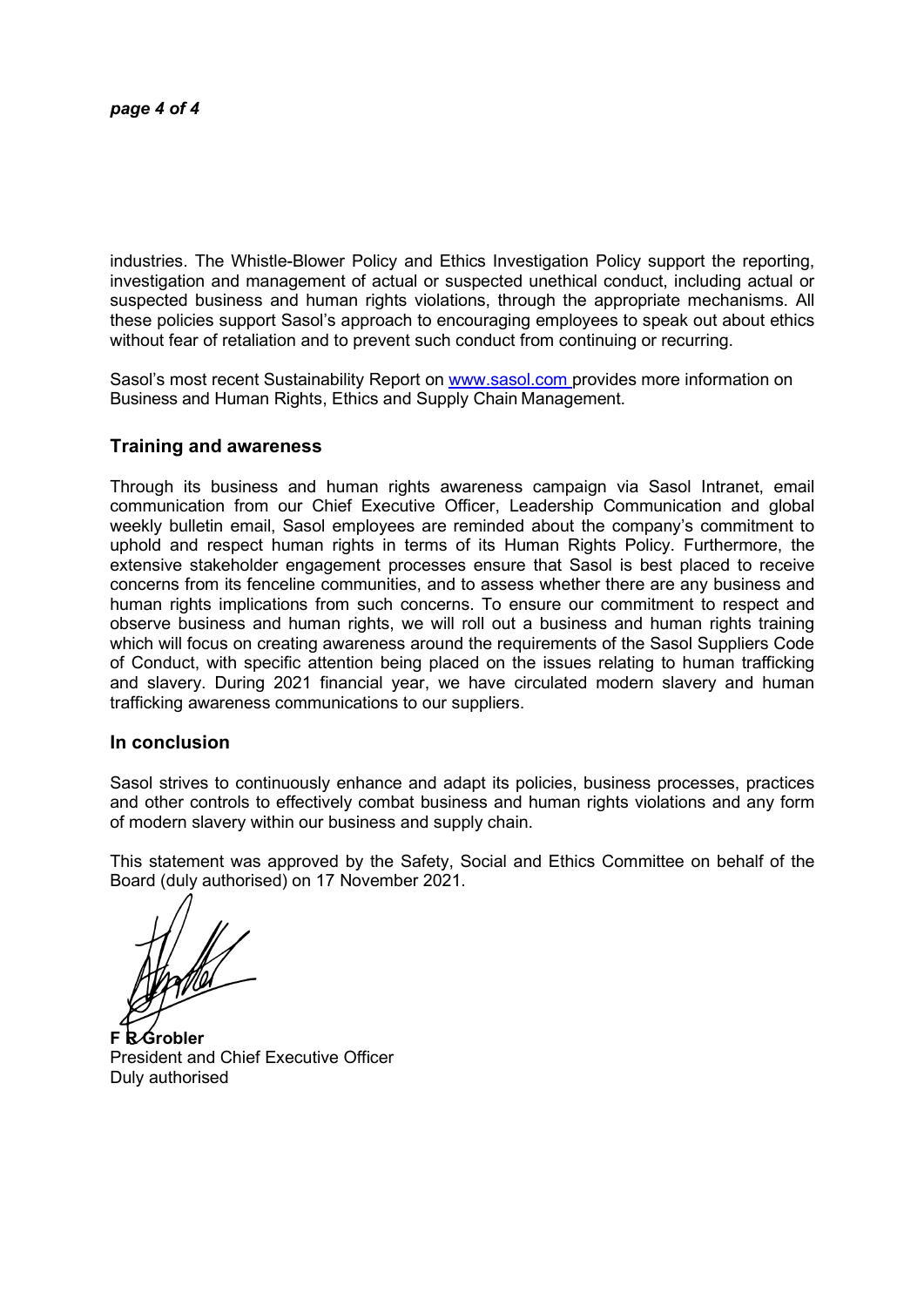industries. The Whistle-Blower Policy and Ethics Investigation Policy support the reporting, investigation and management of actual or suspected unethical conduct, including actual or suspected business and human rights violations, through the appropriate mechanisms. All these policies support Sasol's approach to encouraging employees to speak out about ethics without fear of retaliation and to prevent such conduct from continuing or recurring.

Sasol's most recent Sustainability Report on [www.sasol.com](http://www.sasol.com) provides more information on Business and Human Rights, Ethics and Supply Chain Management.

## Training and awareness

Through its business and human rights awareness campaign via Sasol Intranet, email communication from our Chief Executive Officer, Leadership Communication and global weekly bulletin email, Sasol employees are reminded about the company's commitment to uphold and respect human rights in terms of its Human Rights Policy. Furthermore, the extensive stakeholder engagement processes ensure that Sasol is best placed to receive concerns from its fenceline communities, and to assess whether there are any business and human rights implications from such concerns. To ensure our commitment to respect and observe business and human rights, we will roll out a business and human rights training which will focus on creating awareness around the requirements of the Sasol Suppliers Code of Conduct, with specific attention being placed on the issues relating to human trafficking and slavery. During 2021 financial year, we have circulated modern slavery and human trafficking awareness communications to our suppliers.

## In conclusion

Sasol strives to continuously enhance and adapt its policies, business processes, practices and other controls to effectively combat business and human rights violations and any form of modern slavery within our business and supply chain.

This statement was approved by the Safety, Social and Ethics Committee on behalf of the Board (duly authorised) on 17 November 2021.

**F R Grobler**
President and Chief Executive Officer
Duly authorised